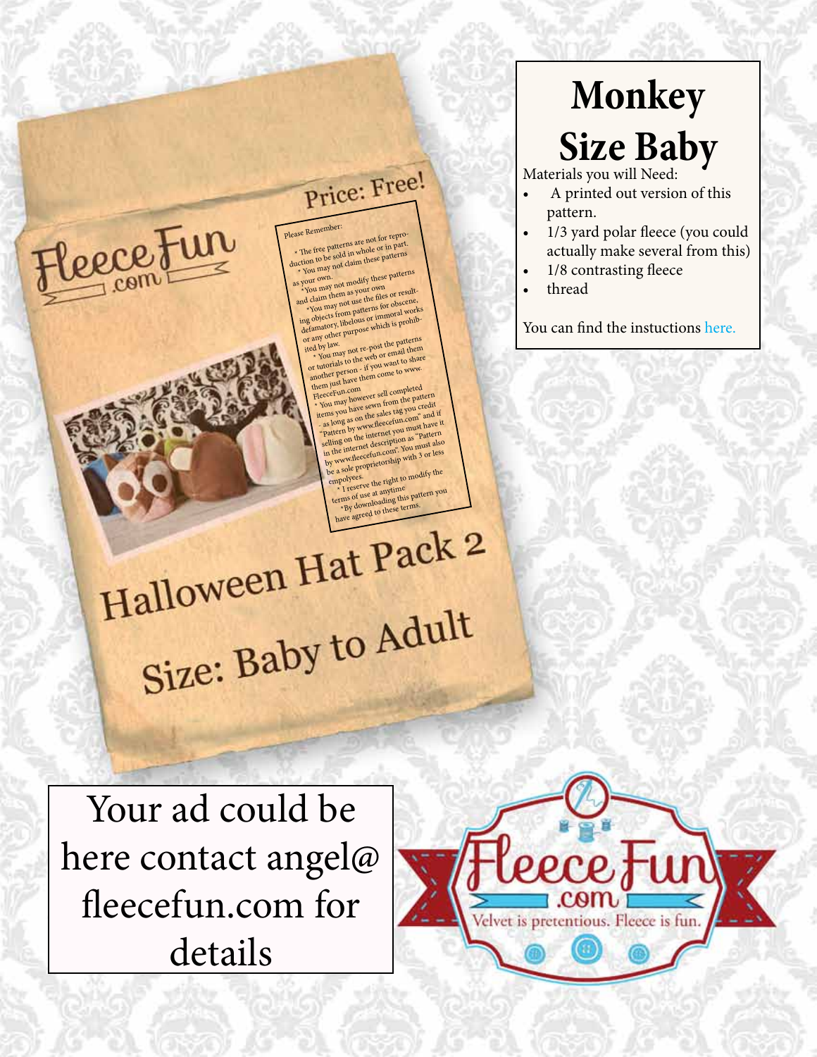FleeceFun.com

Price: Free!

Please Remember:

* The free patterns are not for reproduction to be sold in whole or in part.
* You may not claim these patterns as your own.
*You may not modify these patterns and claim them as your own
*You may not use the files or resulting objects from patterns for obscene, defamatory, libelous or immoral works or any other purpose which is prohibited by law.
* You may not re-post the patterns or tutorials to the web or email them another person - if you want to share them just have them come to www.FleeceFun.com
* You may however sell completed items you have sewn from the pattern - as long as on the sales tag you credit "Pattern by www.fleecefun.com" and if selling on the internet you must have it in the internet description as "Pattern by www.fleecefun.com". You must also be a sole proprietorship with 3 or less empolyees.
* I reserve the right to modify the terms of use at anytime
*By downloading this pattern you have agreed to these terms.

Halloween Hat Pack 2

Size: Baby to Adult

# Monkey Size Baby

Materials you will Need:

- A printed out version of this pattern.
- 1/3 yard polar fleece (you could actually make several from this)
- 1/8 contrasting fleece
- thread

You can find the instuctions here.

Your ad could be here contact angel@fleecefun.com for details

FleeceFun.com

Velvet is pretentious. Fleece is fun.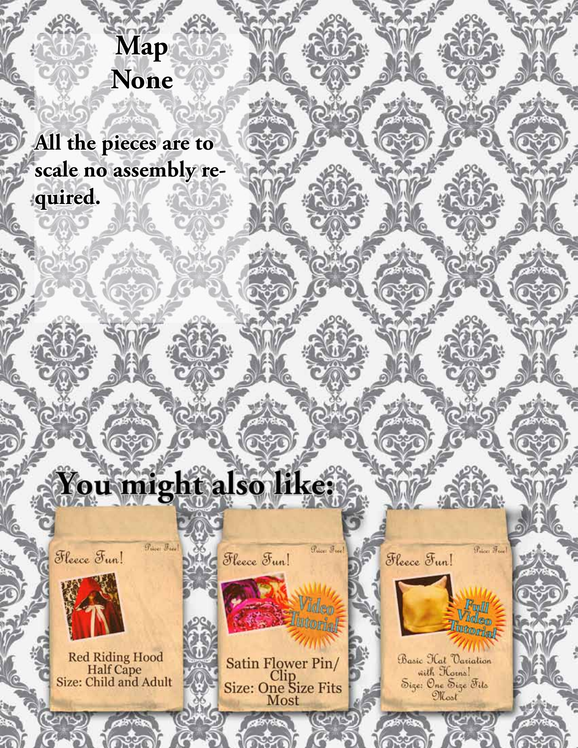# Map
# None

**All the pieces are to scale no assembly required.**

# You might also like:

Fleece Fun!

Price: Free!

Red Riding Hood Half Cape
Size: Child and Adult

Fleece Fun!

Price: Free!

Video Tutorial

Satin Flower Pin/Clip
Size: One Size Fits Most

Fleece Fun!

Price: Free!

Full Video Tutorial

Basic Hat Variation with Horns!
Size: One Size Fits Most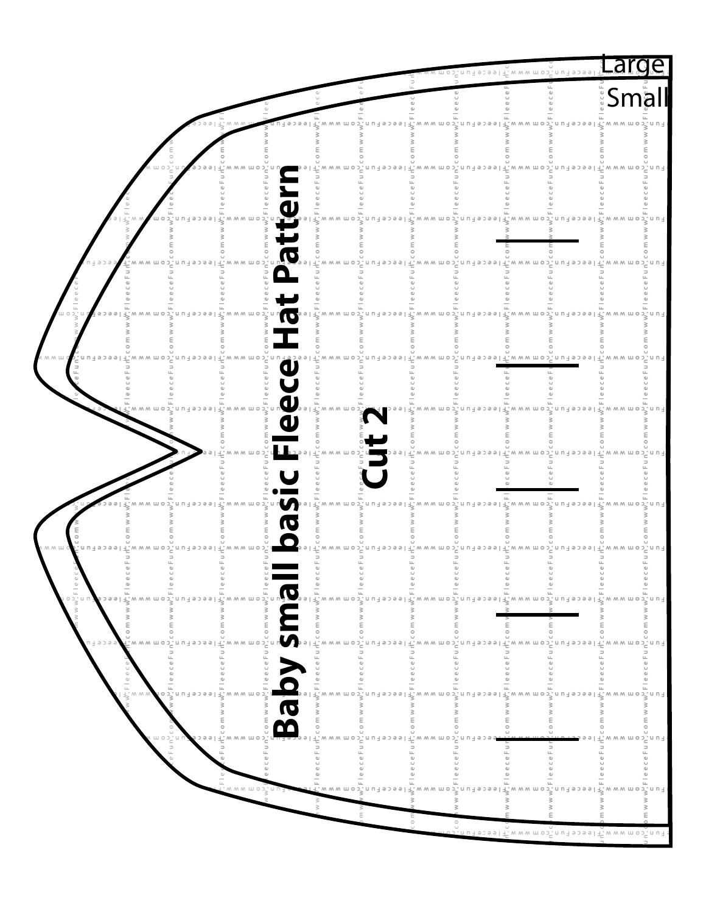Large

Small

**Baby small basic Fleece Hat Pattern**

**Cut 2**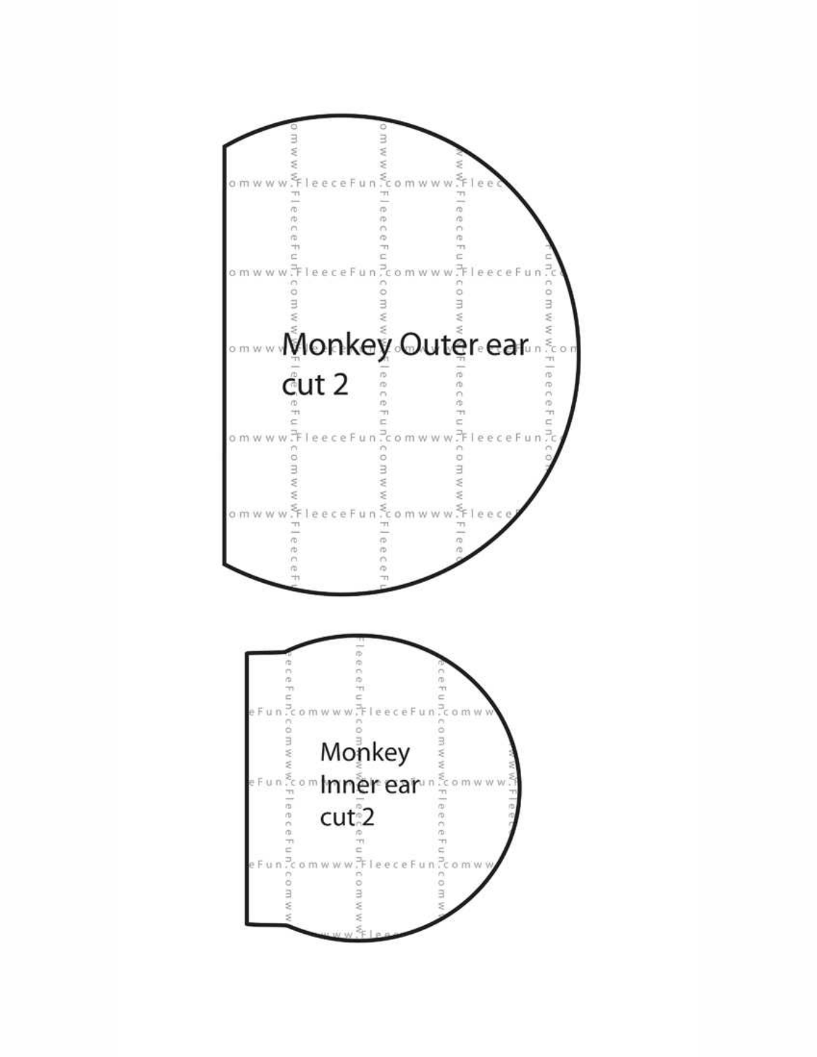Monkey Outer ear
cut 2

Monkey
Inner ear
cut 2